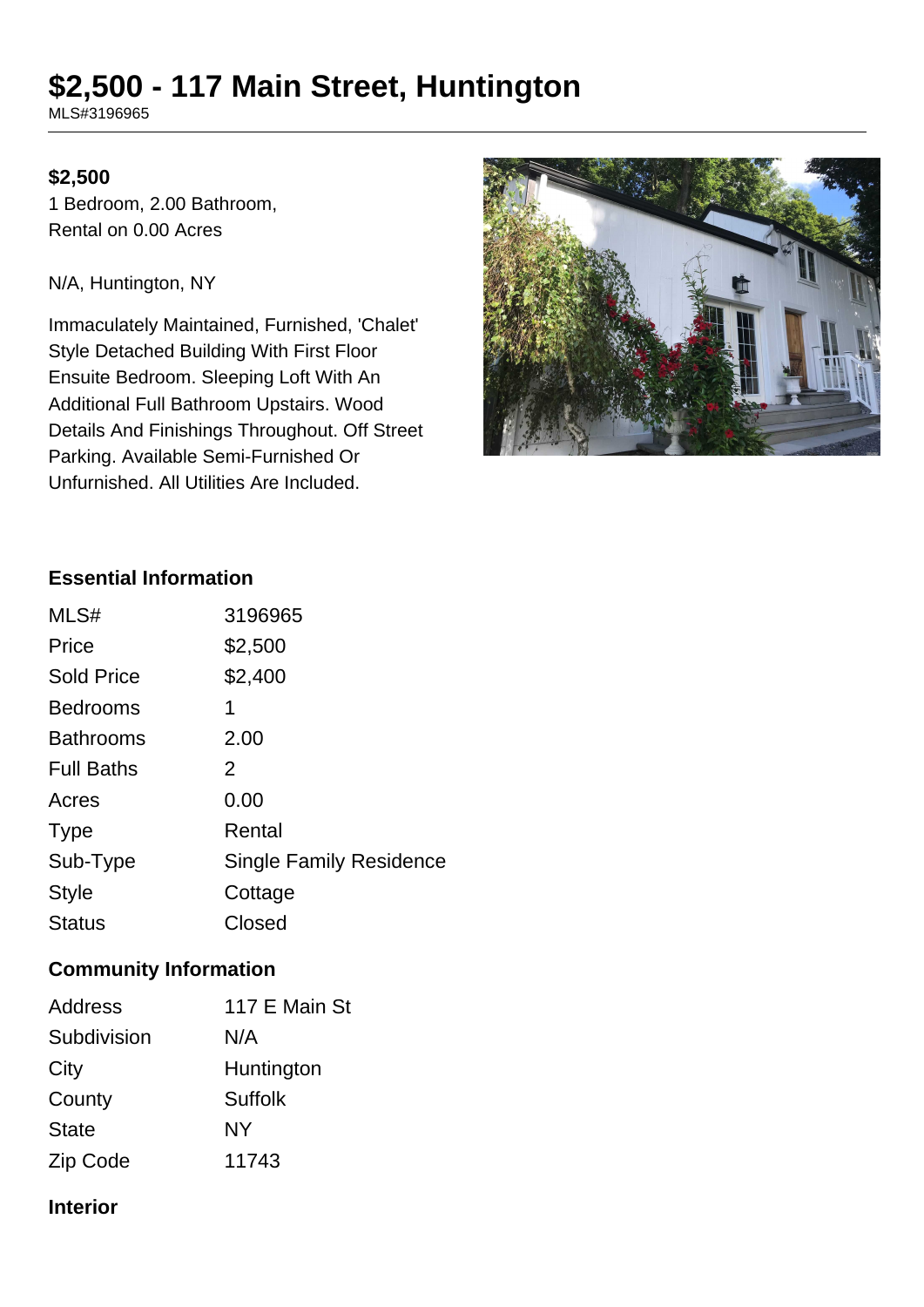# $2,500 - 117 Main Street, Huntington

MLS#3196965

**$2,500**

1 Bedroom, 2.00 Bathroom, Rental on 0.00 Acres

N/A, Huntington, NY

Immaculately Maintained, Furnished, 'Chalet' Style Detached Building With First Floor Ensuite Bedroom. Sleeping Loft With An Additional Full Bathroom Upstairs. Wood Details And Finishings Throughout. Off Street Parking. Available Semi-Furnished Or Unfurnished. All Utilities Are Included.

## Essential Information

| | |
|---|---|
| MLS# | 3196965 |
| Price | $2,500 |
| Sold Price | $2,400 |
| Bedrooms | 1 |
| Bathrooms | 2.00 |
| Full Baths | 2 |
| Acres | 0.00 |
| Type | Rental |
| Sub-Type | Single Family Residence |
| Style | Cottage |
| Status | Closed |

## Community Information

| | |
|---|---|
| Address | 117 E Main St |
| Subdivision | N/A |
| City | Huntington |
| County | Suffolk |
| State | NY |
| Zip Code | 11743 |

## Interior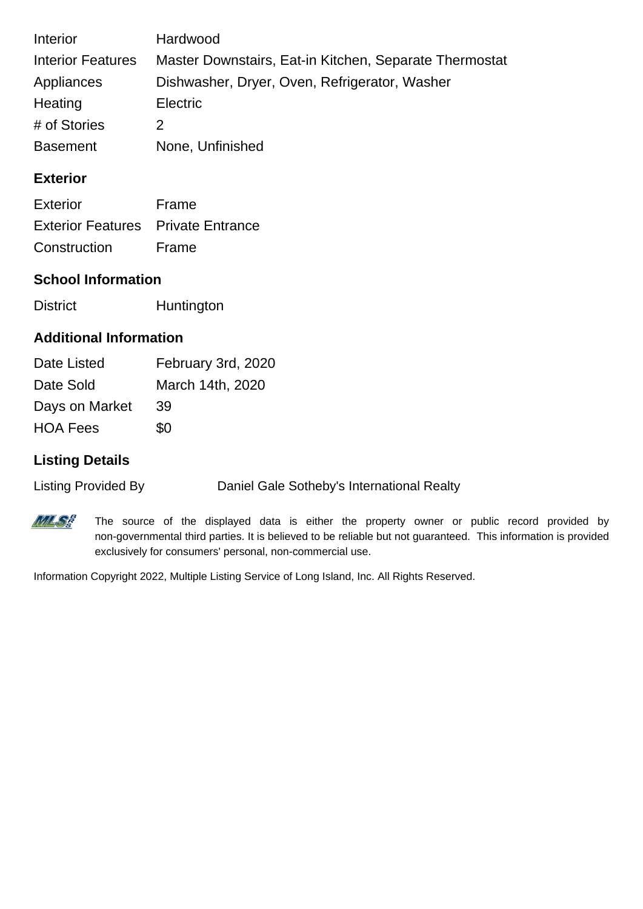| | |
|---|---|
| Interior | Hardwood |
| Interior Features | Master Downstairs, Eat-in Kitchen, Separate Thermostat |
| Appliances | Dishwasher, Dryer, Oven, Refrigerator, Washer |
| Heating | Electric |
| # of Stories | 2 |
| Basement | None, Unfinished |

### Exterior

| | |
|---|---|
| Exterior | Frame |
| Exterior Features | Private Entrance |
| Construction | Frame |

### School Information

| | |
|---|---|
| District | Huntington |

### Additional Information

| | |
|---|---|
| Date Listed | February 3rd, 2020 |
| Date Sold | March 14th, 2020 |
| Days on Market | 39 |
| HOA Fees | $0 |

### Listing Details

| | |
|---|---|
| Listing Provided By | Daniel Gale Sotheby's International Realty |

The source of the displayed data is either the property owner or public record provided by non-governmental third parties. It is believed to be reliable but not guaranteed. This information is provided exclusively for consumers' personal, non-commercial use.

Information Copyright 2022, Multiple Listing Service of Long Island, Inc. All Rights Reserved.